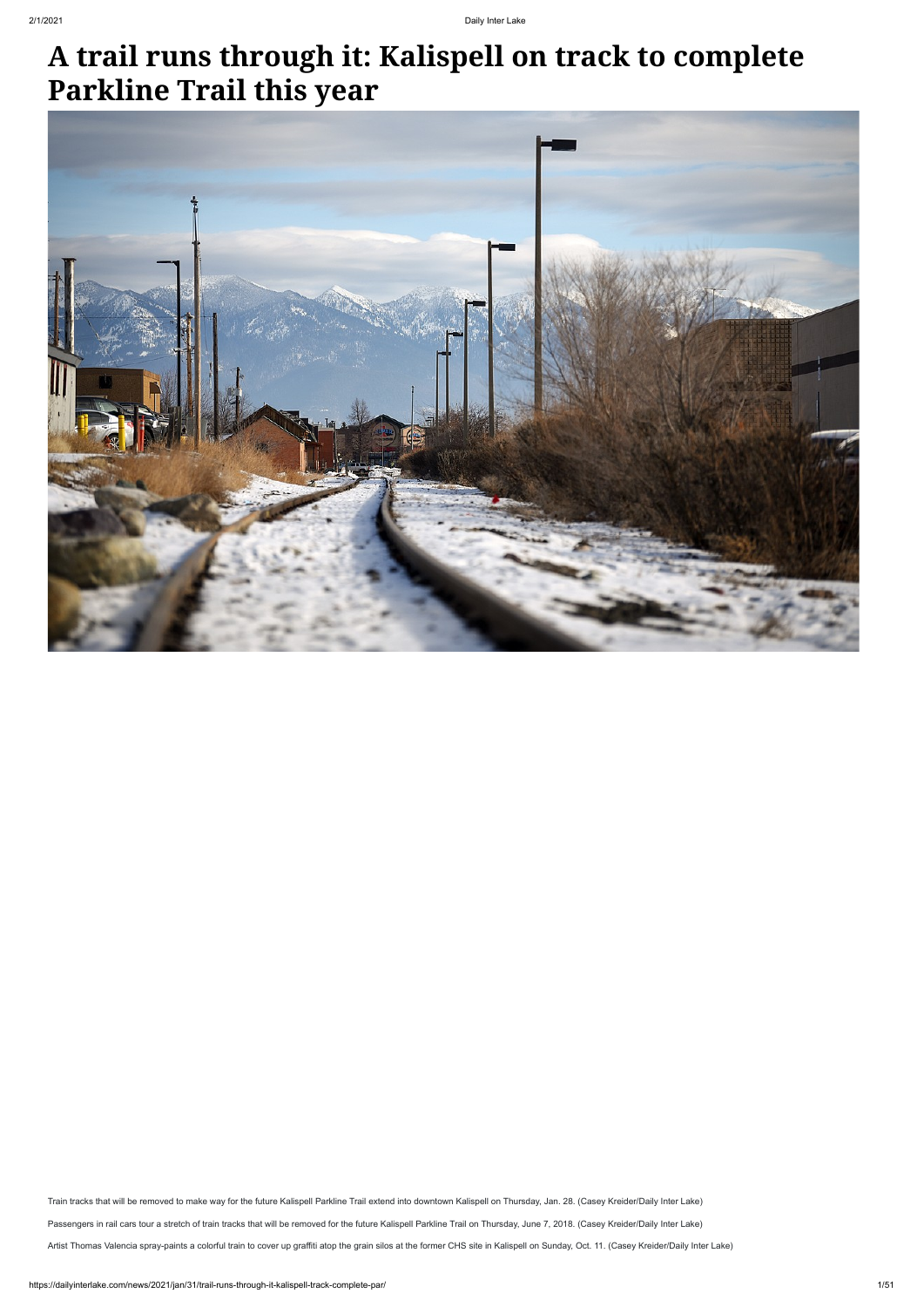# A trail runs through it: Kalispell on track to complete Parkline Trail this year

Train tracks that will be removed to make way for the future Kalispell Parkline Trail extend into downtown Kalispell on Thursday, Jan. 28. (Casey Kreider/Daily Inter Lake)

Passengers in rail cars tour a stretch of train tracks that will be removed for the future Kalispell Parkline Trail on Thursday, June 7, 2018. (Casey Kreider/Daily Inter Lake)

Artist Thomas Valencia spray-paints a colorful train to cover up graffiti atop the grain silos at the former CHS site in Kalispell on Sunday, Oct. 11. (Casey Kreider/Daily Inter Lake)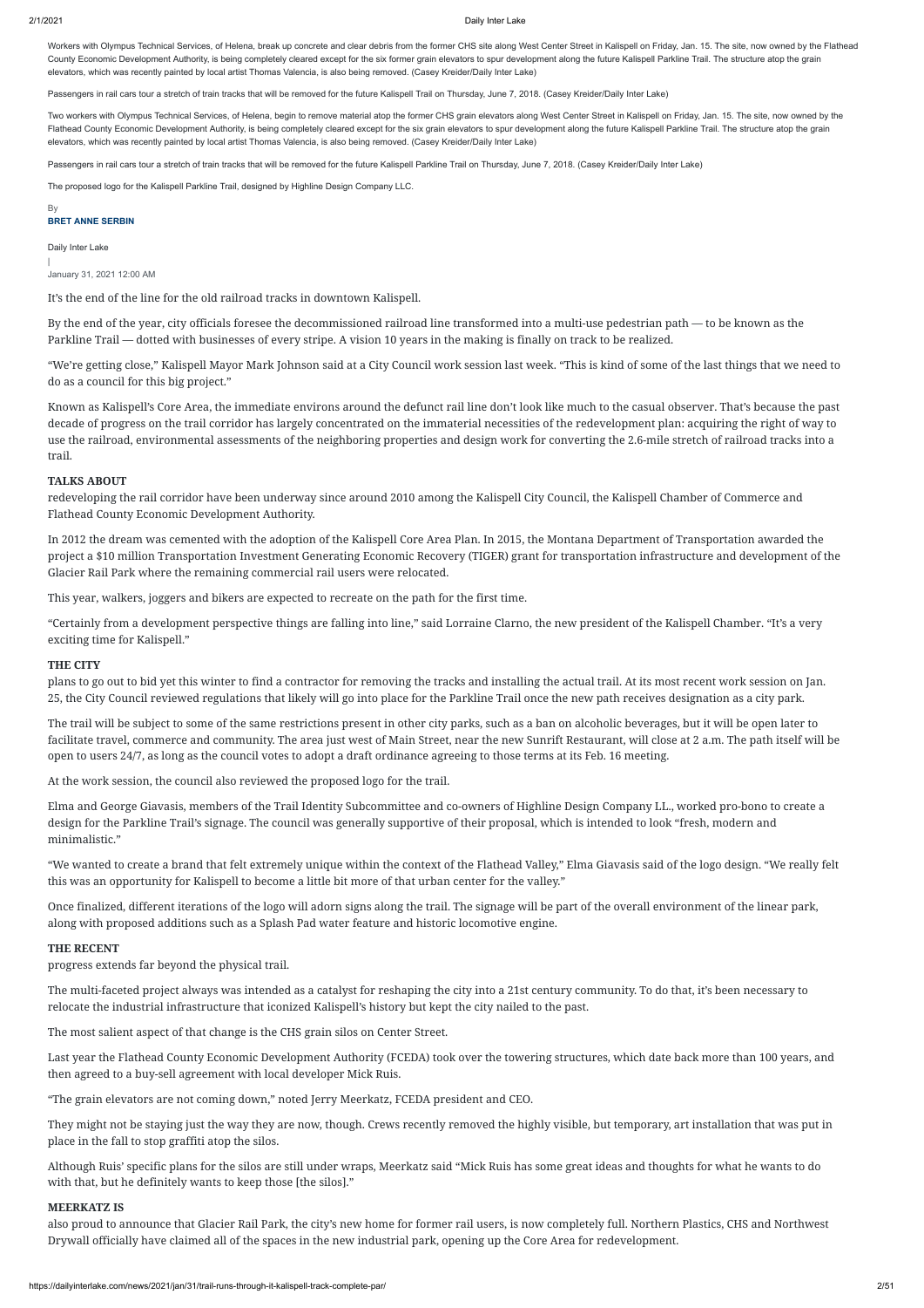Workers with Olympus Technical Services, of Helena, break up concrete and clear debris from the former CHS site along West Center Street in Kalispell on Friday, Jan. 15. The site, now owned by the Flathead County Economic Development Authority, is being completely cleared except for the six former grain elevators to spur development along the future Kalispell Parkline Trail. The structure atop the grain elevators, which was recently painted by local artist Thomas Valencia, is also being removed. (Casey Kreider/Daily Inter Lake)

Passengers in rail cars tour a stretch of train tracks that will be removed for the future Kalispell Trail on Thursday, June 7, 2018. (Casey Kreider/Daily Inter Lake)

Two workers with Olympus Technical Services, of Helena, begin to remove material atop the former CHS grain elevators along West Center Street in Kalispell on Friday, Jan. 15. The site, now owned by the Flathead County Economic Development Authority, is being completely cleared except for the six former grain elevators to spur development along the future Kalispell Parkline Trail. The structure atop the grain elevators, which was recently painted by local artist Thomas Valencia, is also being removed. (Casey Kreider/Daily Inter Lake)

Passengers in rail cars tour a stretch of train tracks that will be removed for the future Kalispell Parkline Trail on Thursday, June 7, 2018. (Casey Kreider/Daily Inter Lake)

The proposed logo for the Kalispell Parkline Trail, designed by Highline Design Company LLC.

By
**BRET ANNE SERBIN**

Daily Inter Lake
|
January 31, 2021 12:00 AM

It's the end of the line for the old railroad tracks in downtown Kalispell.

By the end of the year, city officials foresee the decommissioned railroad line transformed into a multi-use pedestrian path — to be known as the Parkline Trail — dotted with businesses of every stripe. A vision 10 years in the making is finally on track to be realized.

"We're getting close," Kalispell Mayor Mark Johnson said at a City Council work session last week. "This is kind of some of the last things that we need to do as a council for this big project."

Known as Kalispell's Core Area, the immediate environs around the defunct rail line don't look like much to the casual observer. That's because the past decade of progress on the trail corridor has largely concentrated on the immaterial necessities of the redevelopment plan: acquiring the right of way to use the railroad, environmental assessments of the neighboring properties and design work for converting the 2.6-mile stretch of railroad tracks into a trail.

**TALKS ABOUT**
redeveloping the rail corridor have been underway since around 2010 among the Kalispell City Council, the Kalispell Chamber of Commerce and Flathead County Economic Development Authority.

In 2012 the dream was cemented with the adoption of the Kalispell Core Area Plan. In 2015, the Montana Department of Transportation awarded the project a $10 million Transportation Investment Generating Economic Recovery (TIGER) grant for transportation infrastructure and development of the Glacier Rail Park where the remaining commercial rail users were relocated.

This year, walkers, joggers and bikers are expected to recreate on the path for the first time.

"Certainly from a development perspective things are falling into line," said Lorraine Clarno, the new president of the Kalispell Chamber. "It's a very exciting time for Kalispell."

**THE CITY**
plans to go out to bid yet this winter to find a contractor for removing the tracks and installing the actual trail. At its most recent work session on Jan. 25, the City Council reviewed regulations that likely will go into place for the Parkline Trail once the new path receives designation as a city park.

The trail will be subject to some of the same restrictions present in other city parks, such as a ban on alcoholic beverages, but it will be open later to facilitate travel, commerce and community. The area just west of Main Street, near the new Sunrift Restaurant, will close at 2 a.m. The path itself will be open to users 24/7, as long as the council votes to adopt a draft ordinance agreeing to those terms at its Feb. 16 meeting.

At the work session, the council also reviewed the proposed logo for the trail.

Elma and George Giavasis, members of the Trail Identity Subcommittee and co-owners of Highline Design Company LL., worked pro-bono to create a design for the Parkline Trail's signage. The council was generally supportive of their proposal, which is intended to look "fresh, modern and minimalistic."

"We wanted to create a brand that felt extremely unique within the context of the Flathead Valley," Elma Giavasis said of the logo design. "We really felt this was an opportunity for Kalispell to become a little bit more of that urban center for the valley."

Once finalized, different iterations of the logo will adorn signs along the trail. The signage will be part of the overall environment of the linear park, along with proposed additions such as a Splash Pad water feature and historic locomotive engine.

**THE RECENT**
progress extends far beyond the physical trail.

The multi-faceted project always was intended as a catalyst for reshaping the city into a 21st century community. To do that, it's been necessary to relocate the industrial infrastructure that iconized Kalispell's history but kept the city nailed to the past.

The most salient aspect of that change is the CHS grain silos on Center Street.

Last year the Flathead County Economic Development Authority (FCEDA) took over the towering structures, which date back more than 100 years, and then agreed to a buy-sell agreement with local developer Mick Ruis.

"The grain elevators are not coming down," noted Jerry Meerkatz, FCEDA president and CEO.

They might not be staying just the way they are now, though. Crews recently removed the highly visible, but temporary, art installation that was put in place in the fall to stop graffiti atop the silos.

Although Ruis' specific plans for the silos are still under wraps, Meerkatz said "Mick Ruis has some great ideas and thoughts for what he wants to do with that, but he definitely wants to keep those [the silos]."

**MEERKATZ IS**
also proud to announce that Glacier Rail Park, the city's new home for former rail users, is now completely full. Northern Plastics, CHS and Northwest Drywall officially have claimed all of the spaces in the new industrial park, opening up the Core Area for redevelopment.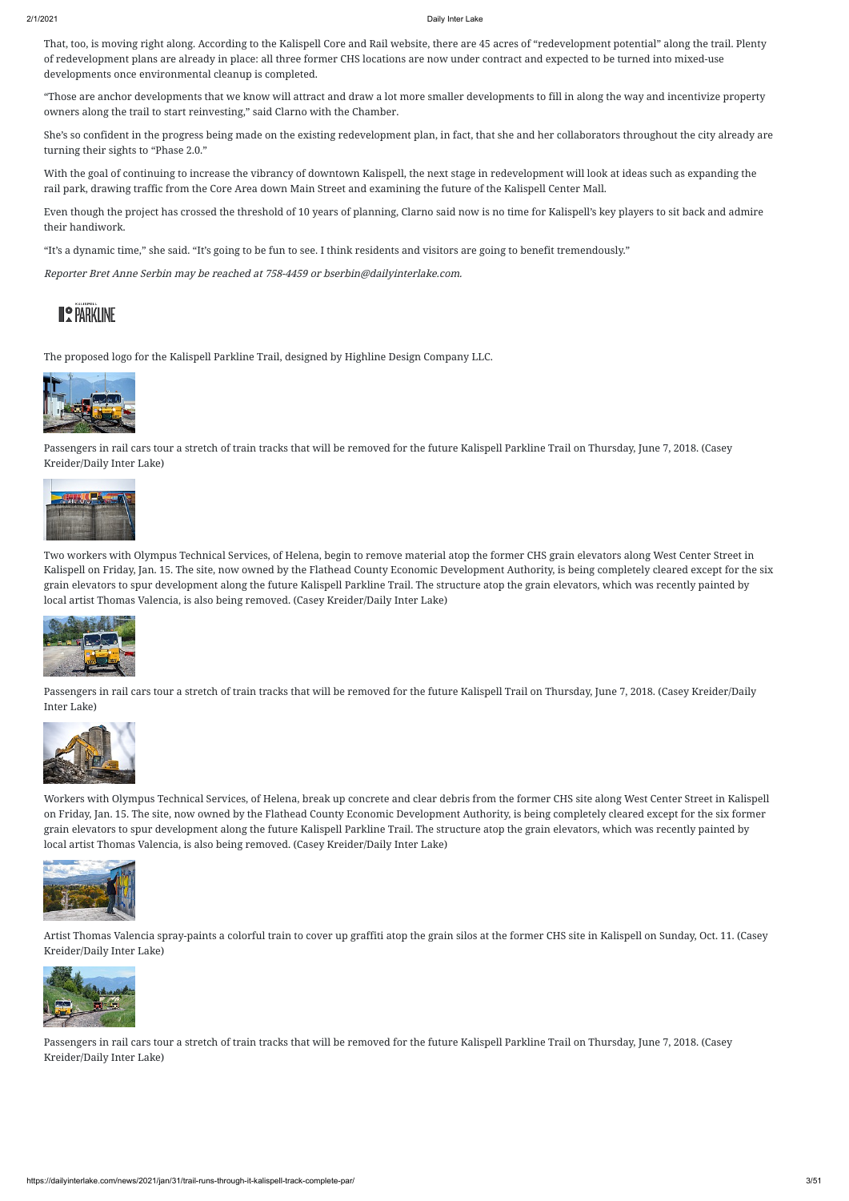That, too, is moving right along. According to the Kalispell Core and Rail website, there are 45 acres of "redevelopment potential" along the trail. Plenty of redevelopment plans are already in place: all three former CHS locations are now under contract and expected to be turned into mixed-use developments once environmental cleanup is completed.

"Those are anchor developments that we know will attract and draw a lot more smaller developments to fill in along the way and incentivize property owners along the trail to start reinvesting," said Clarno with the Chamber.

She's so confident in the progress being made on the existing redevelopment plan, in fact, that she and her collaborators throughout the city already are turning their sights to "Phase 2.0."

With the goal of continuing to increase the vibrancy of downtown Kalispell, the next stage in redevelopment will look at ideas such as expanding the rail park, drawing traffic from the Core Area down Main Street and examining the future of the Kalispell Center Mall.

Even though the project has crossed the threshold of 10 years of planning, Clarno said now is no time for Kalispell's key players to sit back and admire their handiwork.

"It's a dynamic time," she said. "It's going to be fun to see. I think residents and visitors are going to benefit tremendously."

*Reporter Bret Anne Serbin may be reached at 758-4459 or bserbin@dailyinterlake.com.*

The proposed logo for the Kalispell Parkline Trail, designed by Highline Design Company LLC.

Passengers in rail cars tour a stretch of train tracks that will be removed for the future Kalispell Parkline Trail on Thursday, June 7, 2018. (Casey Kreider/Daily Inter Lake)

Two workers with Olympus Technical Services, of Helena, begin to remove material atop the former CHS grain elevators along West Center Street in Kalispell on Friday, Jan. 15. The site, now owned by the Flathead County Economic Development Authority, is being completely cleared except for the six grain elevators to spur development along the future Kalispell Parkline Trail. The structure atop the grain elevators, which was recently painted by local artist Thomas Valencia, is also being removed. (Casey Kreider/Daily Inter Lake)

Passengers in rail cars tour a stretch of train tracks that will be removed for the future Kalispell Trail on Thursday, June 7, 2018. (Casey Kreider/Daily Inter Lake)

Workers with Olympus Technical Services, of Helena, break up concrete and clear debris from the former CHS site along West Center Street in Kalispell on Friday, Jan. 15. The site, now owned by the Flathead County Economic Development Authority, is being completely cleared except for the six former grain elevators to spur development along the future Kalispell Parkline Trail. The structure atop the grain elevators, which was recently painted by local artist Thomas Valencia, is also being removed. (Casey Kreider/Daily Inter Lake)

Artist Thomas Valencia spray-paints a colorful train to cover up graffiti atop the grain silos at the former CHS site in Kalispell on Sunday, Oct. 11. (Casey Kreider/Daily Inter Lake)

Passengers in rail cars tour a stretch of train tracks that will be removed for the future Kalispell Parkline Trail on Thursday, June 7, 2018. (Casey Kreider/Daily Inter Lake)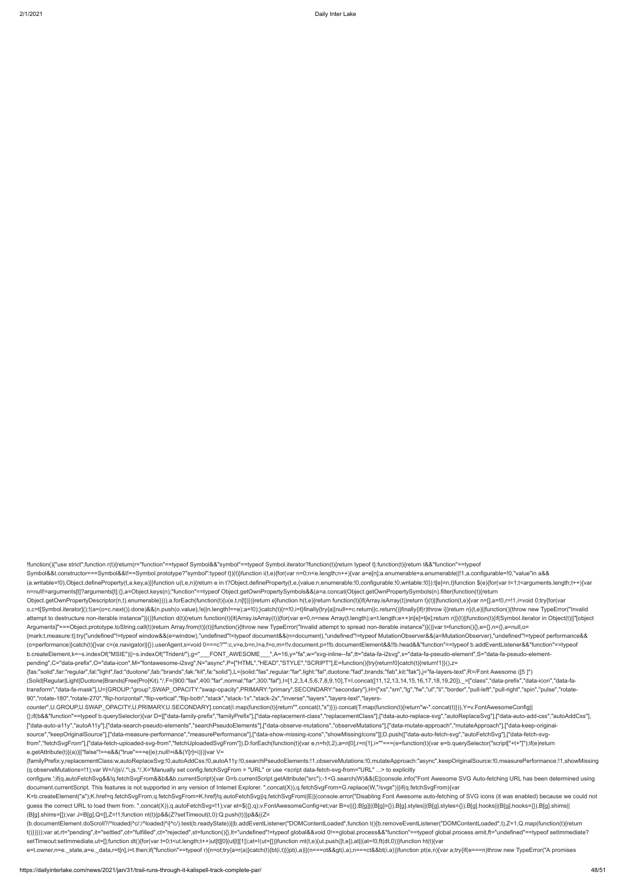```
!function(){"use strict";function r(t){return(r="function"==typeof Symbol&&"symbol"==typeof Symbol.iterator?function(t){return typeof t}:function(t){return t&&"function"==typeof Symbol&&t.constructor===Symbol&&t!==Symbol.prototype?"symbol":typeof t})(t)}function i(t,e){for(var n=0;n<e.length;n++){var a=e[n];a.enumerable=a.enumerable||!1,a.configurable=!0,"value"in a&&(a.writable=!0),Object.defineProperty(t,a.key,a)}}function u(t,e,n){return e in t?Object.defineProperty(t,e,{value:n,enumerable:!0,configurable:!0,writable:!0}):t[e]=n,t}function $(e){for(var t=1;t<arguments.length;t++){var n=null!=arguments[t]?arguments[t]:{},a=Object.keys(n);"function"==typeof Object.getOwnPropertySymbols&&(a=a.concat(Object.getOwnPropertySymbols(n).filter(function(t){return Object.getOwnPropertyDescriptor(n,t).enumerable}))),a.forEach(function(t){u(e,t,n[t])})}return e}function h(t,e){return function(t){if(Array.isArray(t))return t}(t)||function(t,e){var n=[],a=!0,r=!1,i=void 0;try{for(var o,c=t[Symbol.iterator]();!(a=(o=c.next()).done)&&(n.push(o.value),!e||n.length!==e);a=!0);}catch(t){r=!0,i=t}finally{try{a||null==c.return||c.return()}finally{if(r)throw i}}return n}(t,e)||function(){throw new TypeError("Invalid attempt to destructure non-iterable instance")}()}function d(t){return function(t){if(Array.isArray(t)){for(var e=0,n=new Array(t.length);e<t.length;e++)n[e]=t[e];return n}}(t)||function(t){if(Symbol.iterator in Object(t)||"[object Arguments]"===Object.prototype.toString.call(t))return Array.from(t)}(t)||function(){throw new TypeError("Invalid attempt to spread non-iterable instance")}()}var t=function(){},e={},n={},a=null,o={mark:t,measure:t};try{"undefined"!=typeof window&&(e=window),"undefined"!=typeof document&&(n=document),"undefined"!=typeof MutationObserver&&(a=MutationObserver),"undefined"!=typeof performance&&(o=performance)}catch(t){}var c=(e.navigator||{}).userAgent,s=void 0===c?"":c,v=e,b=n,l=a,f=o,m=!!v.document,p=!!b.documentElement&&!!b.head&&"function"==typeof b.addEventListener&&"function"==typeof b.createElement,k=~s.indexOf("MSIE")||~s.indexOf("Trident/"),g="___FONT_AWESOME___",A=16,y="fa",w="svg-inline--fa",tt="data-fa-i2svg",x="data-fa-pseudo-element",S="data-fa-pseudo-element-pending",C="data-prefix",O="data-icon",M="fontawesome-i2svg",N="async",P=["HTML","HEAD","STYLE","SCRIPT"],E=function(){try{return!0}catch(t){return!1}}(),z={fas:"solid",far:"regular",fal:"light",fad:"duotone",fab:"brands",fak:"kit",fa:"solid"},L={solid:"fas",regular:"far",light:"fal",duotone:"fad",brands:"fab",kit:"fak"},j="fa-layers-text",R=/Font Awesome ([5 ]*)(Solid|Regular|Light|Duotone|Brands|Free|Pro|Kit).*/,F={900:"fas",400:"far",normal:"far",300:"fal"},I=[1,2,3,4,5,6,7,8,9,10],T=I.concat([11,12,13,14,15,16,17,18,19,20]),_=["class","data-prefix","data-icon","data-fa-transform","data-fa-mask"],U={GROUP:"group",SWAP_OPACITY:"swap-opacity",PRIMARY:"primary",SECONDARY:"secondary"},H=["xs","sm","lg","fw","ul","li","border","pull-left","pull-right","spin","pulse","rotate-90","rotate-180","rotate-270","flip-horizontal","flip-vertical","flip-both","stack","stack-1x","stack-2x","inverse","layers","layers-text","layers-counter",U.GROUP,U.SWAP_OPACITY,U.PRIMARY,U.SECONDARY].concat(I.map(function(t){return"".concat(t,"x")})).concat(T.map(function(t){return"w-".concat(t)})),Y=v.FontAwesomeConfig||{};if(b&&"function"==typeof b.querySelector){var D=[["data-family-prefix","familyPrefix"],["data-replacement-class","replacementClass"],["data-auto-replace-svg","autoReplaceSvg"],["data-auto-add-css","autoAddCss"],["data-auto-a11y","autoA11y"],["data-search-pseudo-elements","searchPseudoElements"],["data-observe-mutations","observeMutations"],["data-mutate-approach","mutateApproach"],["data-keep-original-source","keepOriginalSource"],["data-measure-performance","measurePerformance"],["data-show-missing-icons","showMissingIcons"]];D.push(["data-auto-fetch-svg","autoFetchSvg"],["data-fetch-svg-from","fetchSvgFrom"],["data-fetch-uploaded-svg-from","fetchUploadedSvgFrom"]),D.forEach(function(t){var e,n=h(t,2),a=n[0],r=n[1],i=""===(e=function(t){var e=b.querySelector("script["+t+"]");if(e)return e.getAttribute(t)}(a))||"false"!==e&&("true"===e||e);null!=i&&(Y[r]=i)})}var V={familyPrefix:y,replacementClass:w,autoReplaceSvg:!0,autoAddCss:!0,autoA11y:!0,searchPseudoElements:!1,observeMutations:!0,mutateApproach:"async",keepOriginalSource:!0,measurePerformance:!1,showMissingIcons:!0};Y.familyPrefix&&(Y.observeMutations=!1);var W=/\/js\/.*\.js.*/,X='Manually set config.fetchSvgFrom = "URL" or use <script data-fetch-svg-from="URL" ...> to explicitly configure.';if(q.autoFetchSvg&&!q.fetchSvgFrom&&b&&b.currentScript){var G=b.currentScript.getAttribute("src");-1<G.search(W)&&(E||console.info("Font Awesome SVG Auto-fetching URL has been determined using document.currentScript. This features is not supported in any version of Internet Explorer. ".concat(X)),q.fetchSvgFrom=G.replace(W,"/svgs"))}if(q.fetchSvgFrom){var K=b.createElement("a");K.href=q.fetchSvgFrom,q.fetchSvgFrom=K.href}!q.autoFetchSvg||q.fetchSvgFrom||E||(console.error("Disabling Font Awesome auto-fetching of SVG icons (it was enabled) because we could not guess the correct URL to load them from. ".concat(X)),q.autoFetchSvg=!1);var et=$({},q);v.FontAwesomeConfig=et;var B=v||{};B[g]||(B[g]={}),B[g].styles||(B[g].styles={}),B[g].hooks||(B[g].hooks={}),B[g].shims||(B[g].shims=[]);var J=B[g],Q=[],Z=!1;function nt(t){p&&(Z?setTimeout(t,0):Q.push(t))}p&&((Z=(b.documentElement.doScroll?/^loaded|^c/:/^loaded|^i|^c/).test(b.readyState))||b.addEventListener("DOMContentLoaded",function t(){b.removeEventListener("DOMContentLoaded",t),Z=1,Q.map(function(t){return t()})}));var at,rt="pending",it="settled",ot="fulfilled",ct="rejected",st=function(){},lt="undefined"!=typeof global&&void 0!==global.process&&"function"==typeof global.process.emit,ft="undefined"==typeof setImmediate?setTimeout:setImmediate,ut=[];function dt(){for(var t=0;t<ut.length;t++)ut[t][0](ut[t][1]);at=!(ut=[])}function mt(t,e){ut.push([t,e]),at||(at=!0,ft(dt,0))}function ht(t){var e=t.owner,n=e._state,a=e._data,r=t[n],i=t.then;if("function"==typeof r){n=ot;try{a=r(a)}catch(t){bt(i,t)}}pt(i,a)||(n===ot&&gt(i,a),n===ct&&bt(i,a))}function pt(e,n){var a;try{if(e===n)throw new TypeError("A promises
```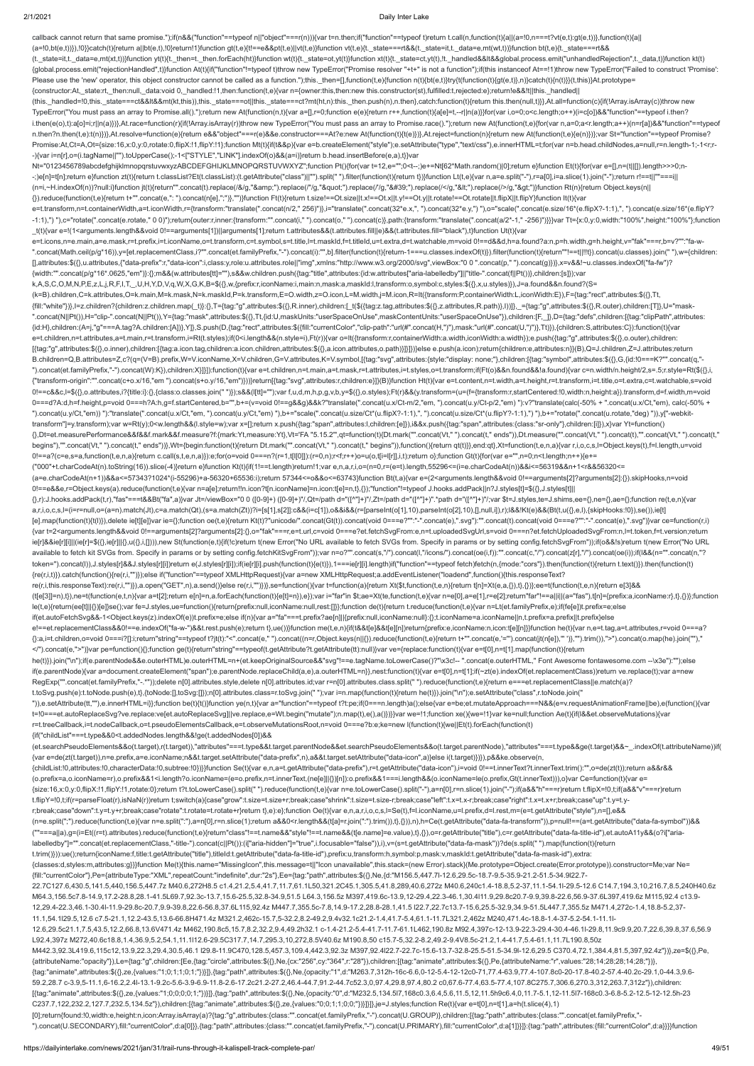```
callback cannot return that same promise.");if(n&&("function"==typeof n||"object"===r(n))){var t=n.then;if("function"==typeof t)return t.call(n,function(t){a||(a=!0,n===t?vt(e,t):gt(e,t))},function(t){a||
(a=!0,bt(e,t))}),!0}}catch(t){return a||bt(e,t),!0}return!1}function gt(t,e){t!==e&&pt(t,e)||vt(t,e)}function vt(t,e){t._state===rt&&(t._state=it,t._data=e,mt(wt,t))}function bt(t,e){t._state===rt&&
(t._state=it,t._data=e,mt(xt,t))}function yt(t){t._then=t._then.forEach(ht)}function wt(t){t._state=ot,yt(t)}function xt(t){t._state=ct,yt(t),!t._handled&&lt&&global.process.emit("unhandledRejection",t._data,t)}function kt(t)
{global.process.emit("rejectionHandled",t)}function At(t){if("function"!=typeof t)throw new TypeError("Promise resolver "+t+" is not a function");if(this instanceof At==!1)throw new TypeError("Failed to construct 'Promise':
Please use the 'new' operator, this object constructor cannot be called as a function.");this._then=[],function(t,e){function n(t){bt(e,t)}try{t(function(t){gt(e,t)},n)}catch(t){n(t)}}(t,this)}At.prototype=
{constructor:At,_state:rt,_then:null,_data:void 0,_handled:!1,then:function(t,e){var n={owner:this,then:new this.constructor(st),fulfilled:t,rejected:e};return!e&&!t||this._handled||
(this._handled=!0,this._state===ct&&lt&&mt(kt,this)),this._state===ot||this._state===ct?mt(ht,n):this._then.push(n),n.then},catch:function(t){return this.then(null,t)}},At.all=function(c){if(!Array.isArray(c))throw new
TypeError("You must pass an array to Promise.all().");return new At(function(n,t){var a=[],r=0;function e(e){return r++,function(t){a[e]=t,--r||n(a)}}for(var i,o=0;o<c.length;o++)(i=c[o])&&"function"==typeof i.then?
i.then(e(o),t):a[o]=i;r||n(a)})},At.race=function(r){if(!Array.isArray(r))throw new TypeError("You must pass an array to Promise.race().");return new At(function(t,e){for(var n,a=0;a<r.length;a++)(n=r[a])&&"function"==typeof
n.then?n.then(t,e):t(n)})},At.resolve=function(e){return e&&"object"===r(e)&&e.constructor===At?e:new At(function(t){t(e)})},At.reject=function(n){return new At(function(t,e){e(n)})};var St="function"==typeof Promise?
Promise:At,Ct=A,Ot={size:16,x:0,y:0,rotate:0,flipX:!1,flipY:!1};function Mt(t){if(t&&p){var e=b.createElement("style");e.setAttribute("type","text/css"),e.innerHTML=t;for(var n=b.head.childNodes,a=null,r=n.length-1;-1<r;r-
-){var i=n[r],o=(i.tagName||"").toUpperCase();-1<["STYLE","LINK"].indexOf(o)&&(a=i)}return b.head.insertBefore(e,a),t}}var
Nt="0123456789abcdefghijklmnopqrstuvwxyzABCDEFGHIJKLMNOPQRSTUVWXYZ";function Pt(){for(var t=12,e="";0<t--;)e+=Nt[62*Math.random()|0];return e}function Et(t){for(var e=[],n=(t||[]).length>>>0;n--
-;)e[n]=t[n];return e}function zt(t){return t.classList?Et(t.classList):(t.getAttribute("class")||"").split(" ").filter(function(t){return t})}function Lt(t,e){var n,a=e.split("-"),r=a[0],i=a.slice(1).join("-");return r!==t||""===i||
(n=i,~H.indexOf(n))?null:i}function jt(t){return"".concat(t).replace(/&/g,"&amp;").replace(/"/g,"&quot;").replace(/'/g,"&#39;").replace(/</g,"&lt;").replace(/>/g,"&gt;")}function Rt(n){return Object.keys(n||
{}).reduce(function(t,e){return t+"".concat(e,": ").concat(n[e],";")},"")}function Ft(t){return t.size!==Ot.size||t.x!==Ot.x||t.y!==Ot.y||t.rotate!==Ot.rotate||t.flipX||t.flipY}function It(t){var
e=t.transform,n=t.containerWidth,a=t.iconWidth,r={transform:"translate(".concat(n/2," 256)")},i="translate(".concat(32*e.x,", ").concat(32*e.y,") "),o="scale(".concat(e.size/16*(e.flipX?-1:1),", ").concat(e.size/16*(e.flipY?
-1:1),") "),c="rotate(".concat(e.rotate," 0 0)");return{outer:r,inner:{transform:"".concat(i," ").concat(o," ").concat(c)},path:{transform:"translate(".concat(a/2*-1," -256)")}}}var Tt={x:0,y:0,width:"100%",height:"100%"};function
_t(t){var e=!(1<arguments.length&&void 0!==arguments[1])||arguments[1];return t.attributes&&(t.attributes.fill||e)&&(t.attributes.fill="black"),t}function Ut(t){var
e=t.icons,n=e.main,a=e.mask,r=t.prefix,i=t.iconName,o=t.transform,c=t.symbol,s=t.title,l=t.maskId,f=t.titleId,u=t.extra,d=t.watchable,m=void 0!==d&&d,h=a.found?a:n,p=h.width,g=h.height,v="fak"===r,b=v?"":"fa-w-
".concat(Math.ceil(p/g*16)),y=[et.replacementClass,i?"".concat(et.familyPrefix,"-").concat(i):"",b].filter(function(t){return-1===u.classes.indexOf(t)}).filter(function(t){return""!==t||!!t}).concat(u.classes).join(" "),w={children:
[],attributes:$({},u.attributes,{"data-prefix":r,"data-icon":i,class:y,role:u.attributes.role||"img",xmlns:"http://www.w3.org/2000/svg",viewBox:"0 0 ".concat(p," ").concat(g)})},x=v&&!~u.classes.indexOf("fa-fw")?
{width:"".concat(p/g*16*.0625,"em")}:{};m&&(w.attributes[tt]=""),s&&w.children.push({tag:"title",attributes:{id:w.attributes["aria-labelledby"]||"title-".concat(f||Pt())},children:[s]});var
k,A,S,C,O,M,N,P,E,z,L,j,R,F,I,T,_,U,H,Y,D,V,q,W,X,G,K,B=$({},w,{prefix:r,iconName:i,main:n,mask:a,maskId:l,transform:o,symbol:c,styles:$({},x,u.styles)}),J=a.found&&n.found?(S=
(k=B).children,C=k.attributes,O=k.main,M=k.mask,N=k.maskId,P=k.transform,E=O.width,z=O.icon,L=M.width,j=M.icon,R=It({transform:P,containerWidth:L,iconWidth:E}),F={tag:"rect",attributes:$({},Tt,
{fill:"white"})},I=z.children?{children:z.children.map(_t)}:{},T={tag:"g",attributes:$({},R.inner),children:[_t($({tag:z.tag,attributes:$({},z.attributes,R.path)},I))]},_={tag:"g",attributes:$({},R.outer),children:[T]},U="mask-
".concat(N||Pt()),H="clip-".concat(N||Pt()),Y={tag:"mask",attributes:$({},Tt,{id:U,maskUnits:"userSpaceOnUse",maskContentUnits:"userSpaceOnUse"}),children:[F,_]},D={tag:"defs",children:[{tag:"clipPath",attributes:
{id:H},children:(A=j,"g"===A.tag?A.children:[A])},Y]},S.push(D,{tag:"rect",attributes:$({fill:"currentColor","clip-path":"url(#".concat(H,")"),mask:"url(#".concat(U,")")},Tt)}),{children:S,attributes:C}):function(t){var
e=t.children,n=t.attributes,a=t.main,r=t.transform,i=Rt(t.styles);if(0<i.length&&(n.style=i),Ft(r)){var o=It({transform:r,containerWidth:a.width,iconWidth:a.width});e.push({tag:"g",attributes:$({},o.outer),children:
[{tag:"g",attributes:$({},o.inner),children:[{tag:a.icon.tag,children:a.icon.children,attributes:$({},a.icon.attributes,o.path)}]}]})}else e.push(a.icon);return{children:e,attributes:n}}(B),Q=J.children,Z=J.attributes;return
B.children=Q,B.attributes=Z,c?(q=(V=B).prefix,W=V.iconName,X=V.children,G=V.attributes,K=V.symbol,[{tag:"svg",attributes:{style:"display: none;"},children:[{tag:"symbol",attributes:$({},G,{id:!0===K?"".concat(q,"-
").concat(et.familyPrefix,"-").concat(W):K}),children:X}]}]):function(t){var e=t.children,n=t.main,a=t.mask,r=t.attributes,i=t.styles,o=t.transform;if(Ft(o)&&n.found&&!a.found){var c=n.width/n.height/2,s=.5;r.style=Rt($({},i,
{"transform-origin":"".concat(c+o.x/16,"em ").concat(s+o.y/16,"em")}))}return[{tag:"svg",attributes:r,children:e}]}(B)}function Ht(t){var e=t.content,n=t.width,a=t.height,r=t.transform,i=t.title,o=t.extra,c=t.watchable,s=void
0!==c&&c,l=$({},o.attributes,i?{title:i}:{},{class:o.classes.join(" ")});s&&(l[tt]="");var f,u,d,m,h,p,g,v,b,y=$({},o.styles);Ft(r)&&(y.transform=(u=(f={transform:r,startCentered:!0,width:n,height:a}).transform,d=f.width,m=void
0===d?A:d,h=f.height,p=void 0===h?A:h,g=f.startCentered,b="",b+=(v=void 0!==g&&g)&&k?"translate(".concat(u.x/Ct-m/2,"em, ").concat(u.y/Ct-p/2,"em) "):v?"translate(calc(-50% + ".concat(u.x/Ct,"em), calc(-50% +
").concat(u.y/Ct,"em)) "):"translate(".concat(u.x/Ct,"em, ").concat(u.y/Ct,"em) "),b+="scale(".concat(u.size/Ct*(u.flipX?-1:1),", ").concat(u.size/Ct*(u.flipY?-1:1),") "),b+="rotate(".concat(u.rotate,"deg) ")),y["-webkit-
transform"]=y.transform);var w=Rt(y);0<w.length&&(l.style=w);var x=[];return x.push({tag:"span",attributes:l,children:[e]}),i&&x.push({tag:"span",attributes:{class:"sr-only"},children:[i]}),x}var Yt=function()
{},Dt=et.measurePerformance&&f&&f.mark&&f.measure?f:{mark:Yt,measure:Yt},Vt='FA "5.15.2"',qt=function(t){Dt.mark("".concat(Vt," ").concat(t," ends")),Dt.measure("".concat(Vt," ").concat(t),"".concat(Vt," ").concat(t,"
begins"),"".concat(Vt," ").concat(t," ends"))},Wt={begin:function(t){return Dt.mark("".concat(Vt," ").concat(t," begins")),function(){return qt(t)}},end:qt},Xt=function(t,e,n,a){var r,i,o,c,s,l=Object.keys(t),f=l.length,u=void
0!==a?(c=e,s=a,function(t,e,n,a){return c.call(s,t,e,n,a)}):e;for(o=void 0===n?(r=1,t[l[0]]):(r=0,n);r<f;r++)o=u(o,t[i=l[r]],i,t);return o};function Gt(t){for(var e="",n=0;n<t.length;n++){e+=
("000"+t.charCodeAt(n).toString(16)).slice(-4)}return e}function Kt(t){if(1!==t.length)return!1;var e,n,a,r,i,o=(n=0,r=(e=t).length,55296<=(i=e.charCodeAt(n))&&i<=56319&&n+1<r&&56320<=
(a=e.charCodeAt(n+1))&&a<=57343?1024*(i-55296)+a-56320+65536:i);return 57344<=o&&o<=63743}function Bt(t,a){var e=(2<arguments.length&&void 0!==arguments[2]?arguments[2]:{}).skipHooks,n=void
0!==e&&e,r=Object.keys(a).reduce(function(t,e){var n=a[e];return!!n.icon?t[n.iconName]=n.icon:t[e]=n,t},{});"function"!=typeof J.hooks.addPack||n?J.styles[t]=$({},J.styles[t]||
{},r):J.hooks.addPack(t,r),"fas"===t&&Bt("fa",a)}var Jt=/viewBox="0 0 ([0-9]+) ([0-9]+)"/,Qt=/path d="([^"]+)"/,Zt=/path d="([^"]+)".*path d="([^"]+)"/;var $t=J.styles,te=J.shims,ee={},ne={},ae={};function re(t,e,n){var
a,r,i,o,c,s,l=(i=r=null,o=(a=n).match(Jt),c=a.match(Qt),(s=a.match(Zt))?i=[s[1],s[2]]:c&&(i=c[1]),o&&i&&(r=[parseInt(o[1],10),parseInt(o[2],10),[],null,i]),r);l&&!Kt(e)&&(Bt(t,u({},e,l),{skipHooks:!0}),se()),ie[t]
[e].map(function(t){t(l)}),delete ie[t][e]}var ie={};function oe(t,e){return Kt(t)?"unicode/".concat(Gt(t)).concat(void 0===e?"":"-".concat(e),".svg"):"".concat(t).concat(void 0===e?"":"-".concat(e),".svg")}var ce=function(r,i)
{var t=2<arguments.length&&void 0!==arguments[2]?arguments[2]:{},o="fak"===r,e=t.url,c=void 0===e?et.fetchSvgFrom:e,n=t.uploadedSvgUrl,s=void 0===n?et.fetchUploadedSvgFrom:n,l=t.token,f=t.version;return
ie[r]&&ie[r][i]||(ie[r]=$({},ie[r]||{},u({},i,[]))),new St(function(e,t){if(!c)return t(new Error("No URL available to fetch SVGs from. Specify in params or by setting config.fetchSvgFrom"));if(o&&!s)return t(new Error("No URL
available to fetch kit SVGs from. Specify in params or by setting config.fetchKitSvgFrom"));var n=o?"".concat(s,"/").concat(l,"/icons/").concat(oe(i,f)):"".concat(c,"/").concat(z[r],"/").concat(oe(i));if(l&&(n="".concat(n,"?
token=").concat(l)),J.styles[r]&&J.styles[r][i])return e(J.styles[r][i]);if(ie[r][i].push(function(t){e(t)}),1===ie[r][i].length)if("function"==typeof fetch)fetch(n,{mode:"cors"}).then(function(t){return t.text()}).then(function(t)
{re(r,i,t)}).catch(function(){re(r,i,"")});else if("function"==typeof XMLHttpRequest){var a=new XMLHttpRequest;a.addEventListener("loadend",function(){this.responseText?
re(r,i,this.responseText):re(r,i,"")}),a.open("GET",n),a.send()}else re(r,i,"")})},se=function(){var t=function(a){return Xt($t,function(t,e,n){return t[n]=Xt(e,a,{}),t},{})};ee=t(function(t,e,n){return e[3]&&
(t[e[3]]=n),t}),ne=t(function(e,t,n){var a=t[2];return e[n]=n,a.forEach(function(t){e[t]=n}),e});var i="far"in $t;ae=Xt(te,function(t,e){var n=e[0],a=e[1],r=e[2];return"far"!==a||i||(a="fas"),t[n]={prefix:a,iconName:r},t},{})};function
le(t,e){return(ee[t]||{})[e]}se();var fe=J.styles,ue=function(){return{prefix:null,iconName:null,rest:[]}};function de(t){return t.reduce(function(t,e){var n=Lt(et.familyPrefix,e);if(fe[e])t.prefix=e;else
if(et.autoFetchSvg&&-1<Object.keys(z).indexOf(e))t.prefix=e;else if(n){var a="fa"===t.prefix?ae[n]||{prefix:null,iconName:null}:{};t.iconName=a.iconName||n,t.prefix=a.prefix||t.prefix}else
e!==et.replacementClass&&0!==e.indexOf("fa-w-")&&t.rest.push(e);return t},ue())}function me(t,e,n){if(t&&t[e]&&t[e][n])return{prefix:e,iconName:n,icon:t[e][n]}}function he(t){var n,e=t.tag,a=t.attributes,r=void 0===a?
{}:a,i=t.children,o=void 0===i?[]:i;return"string"==typeof t?jt(t):"<".concat(e," ").concat((n=r,Object.keys(n||{}).reduce(function(t,e){return t+"".concat(e,'="').concat(jt(n[e]),'" ')},"").trim()),">").concat(o.map(he).join(""),"
</").concat(e,">")}var pe=function(){};function ge(t){return"string"==typeof(t.getAttribute?t.getAttribute(tt):null)}var ve={replace:function(t){var e=t[0],n=t[1].map(function(t){return
he(t)}).join("\n");if(e.parentNode&&e.outerHTML)e.outerHTML=n+(et.keepOriginalSource&&"svg"!==e.tagName.toLowerCase()?"\x3c!-- ".concat(e.outerHTML," Font Awesome fontawesome.com --\x3e"):"");else
if(e.parentNode){var a=document.createElement("span");e.parentNode.replaceChild(a,e),a.outerHTML=n}},nest:function(t){var e=t[0],n=t[1];if(~zt(e).indexOf(et.replacementClass))return ve.replace(t);var a=new
RegExp("".concat(et.familyPrefix,"-.*"));delete n[0].attributes.style,delete n[0].attributes.id;var r=n[0].attributes.class.split(" ").reduce(function(t,e){return e===et.replacementClass||e.match(a)?
t.toSvg.push(e):t.toNode.push(e),t},{toNode:[],toSvg:[]});n[0].attributes.class=r.toSvg.join(" ");var i=n.map(function(t){return he(t)}).join("\n");e.setAttribute("class",r.toNode.join("
")),e.setAttribute(tt,""),e.innerHTML=i}};function be(t){t()}function ye(n,t){var a="function"==typeof t?t:pe;if(0===n.length)a();else{var e=be;et.mutateApproach===N&&(e=v.requestAnimationFrame||be),e(function(){var
t=!0===et.autoReplaceSvg?ve.replace:ve[et.autoReplaceSvg]||ve.replace,e=Wt.begin("mutate");n.map(t),e(),a()})}}var we=!1;function xe(){we=!1}var ke=null;function Ae(t){if(l&&et.observeMutations){var
r=t.treeCallback,i=t.nodeCallback,o=t.pseudoElementsCallback,e=t.observeMutationsRoot,n=void 0===e?b:e;ke=new l(function(t){we||Et(t).forEach(function(t)
{if("childList"===t.type&&0<t.addedNodes.length&&!ge(t.addedNodes[0])&&
(et.searchPseudoElements&&o(t.target),r(t.target)),"attributes"===t.type&&t.target.parentNode&&et.searchPseudoElements&&o(t.target.parentNode),"attributes"===t.type&&ge(t.target)&&~_.indexOf(t.attributeName))if(
{var e=de(zt(t.target)),n=e.prefix,a=e.iconName;n&&t.target.setAttribute("data-prefix",n),a&&t.target.setAttribute("data-icon",a)}else i(t.target)})}),p&&ke.observe(n,
{childList:!0,attributes:!0,characterData:!0,subtree:!0})}}function Se(t){var e,n,a=t.getAttribute("data-prefix"),r=t.getAttribute("data-icon"),i=void 0!==t.innerText?t.innerText.trim():"",o=de(zt(t));return a&&r&&
(o.prefix=a,o.iconName=r),o.prefix&&1<i.length?o.iconName=(e=o.prefix,n=t.innerText,(ne[e]||{})[n]):o.prefix&&1===i.length&&(o.iconName=le(o.prefix,Gt(t.innerText))),o}var Ce=function(t){var e=
{size:16,x:0,y:0,flipX:!1,flipY:!1,rotate:0};return t?t.toLowerCase().split(" ").reduce(function(t,e){var n=e.toLowerCase().split("-"),a=n[0],r=n.slice(1).join("-");if(a&&"h"===r)return t.flipX=!0,t;if(a&&"v"===r)return
t.flipY=!0,t;if(r=parseFloat(r),isNaN(r))return t;switch(a){case"grow":t.size=t.size+r;break;case"shrink":t.size=t.size-r;break;case"left":t.x=t.x-r;break;case"right":t.x=t.x+r;break;case"up":t.y=t.y-
r;break;case"down":t.y=t.y+r;break;case"rotate":t.rotate=t.rotate+r}return t},e):e};function Oe(t){var e,n,a,r,i,o,c,s,l=Se(t),f=l.iconName,u=l.prefix,d=l.rest,m=(e=t.getAttribute("style"),n=[],e&&
(n=e.split(";").reduce(function(t,e){var n=e.split(":"),a=n[0],r=n.slice(1);return a&&0<r.length&&(t[a]=r.join(":").trim()),t},{})),n),h=Ce(t.getAttribute("data-fa-transform")),p=null!==(a=t.getAttribute("data-fa-symbol"))&&
(""===a||a),g=(i=Et((r=t).attributes).reduce(function(t,e){return"class"!==t.name&&"style"!==t.name&&(t[e.name]=e.value),t},{}),o=r.getAttribute("title"),c=r.getAttribute("data-fa-title-id"),et.autoA11y&&(o?i["aria-
labelledby"]="".concat(et.replacementClass,"-title-").concat(c||Pt()):(i["aria-hidden"]="true",i.focusable="false")),i),v=(s=t.getAttribute("data-fa-mask"))?de(s.split(" ").map(function(t){return
t.trim()})):ue();return{iconName:f,title:t.getAttribute("title"),titleId:t.getAttribute("data-fa-title-id"),prefix:u,transform:h,symbol:p,mask:v,maskId:t.getAttribute("data-fa-mask-id"),extra:
{classes:d,styles:m,attributes:g}}}function Me(t){this.name="MissingIcon",this.message=t||"Icon unavailable",this.stack=(new Error).stack}(Me.prototype=Object.create(Error.prototype)).constructor=Me;var Ne=
{fill:"currentColor"},Pe={attributeType:"XML",repeatCount:"indefinite",dur:"2s"},Ee={tag:"path",attributes:$({},Ne,{d:"M156.5,447.7l-12.6,29.5c-18.7-9.5-35.9-21.2-51.5-34.9l22.7-
22.7C127.6,430.5,141.5,440,156.5,447.7z M40.6,272H8.5 c1.4,21.2,5.4,41.7,11.7,61.1L50,321.2C45.1,305.5,41.8,289,40.6,272z M40.6,240c1.4-18.8,5.2-37,11.1-54.1l-29.5-12.6 C14.7,194.3,10,216.7,8.5,240H40.6z
M64.3,156.5c7.8-14.9,17.2-28.8,28.1-41.5L69.7,92.3c-13.7,15.6-25.5,32.8-34.9,51.5 L64.3,156.5z M397,419.6c-13.9,12-29.4,22.3-46.1,30.4l11.9,29.8c20.7-9.9,39.8-22.6,56.9-37.6L397,419.6z M115,92.4 c13.9-
12,29.4-22.3,46.1-30.4l-11.9-29.8c-20.7,9.9-39.8,22.6-56.8,37.6L115,92.4z M447.7,355.5c-7.8,14.9-17.2,28.8-28.1,41.5 l22.7,22.7c13.7-15.6,25.5-32.9,34.9-51.5L447.7,355.5z M471.4,272c-1.4,18.8-5.2,37-
11.1,54.1l29.5,12.6 c7.5-21.1,12.2-43.5,13.6-66.8H471.4z M321.2,462c-15.7,5-32.2,8.2-49.2,9.4v32.1c21.2-1.4,41.7-5.4,61.1-11.7L321.2,462z M240,471.4c-18.8-1.4-37-5.2-54.1-11.1l-
12.6,29.5c21.1,7.5,43.5,12.2,66.8,13.6V471.4z M462,190.8c5,15.7,8.2,32.2,9.4,49.2h32.1 c-1.4-21.2-5.4-41.7-11.7-61.1L462,190.8z M92.4,397c-12-13.9-22.3-29.4-30.4-46.1l-29.8,11.9c9.9,20.7,22.6,39.8,37.6,56.9
L92.4,397z M272,40.6c18.8,1.4,36.9,5.2,54.1,11.1l12.6-29.5C317.7,14.7,295.3,10,272,8.5V40.6z M190.8,50 c15.7-5,32.2-8.2,49.2-9.4V8.5c-21.2,1.4-41.7,5.4-61.1,11.7L190.8,50z
M442.3,92.3L419.6,115c12,13.9,22.3,29.4,30.5,46.1 l29.8-11.9C470,128.5,457.3,109.4,442.3,92.3z M397,92.4l22.7-22.7c-15.6-13.7-32.8-25.5-51.5-34.9l-12.6,29.5 C370.4,72.1,384.4,81.5,397,92.4z"}},ze=$({},Pe,
{attributeName:"opacity"}),Le={tag:"g",children:[Ee,{tag:"circle",attributes:$({},Ne,{cx:"256",cy:"364",r:"28"}),children:[{tag:"animate",attributes:$({},Pe,{attributeName:"r",values:"28;14;28;28;14;28;"})},
{tag:"animate",attributes:$({},ze,{values:"1;0;1;1;0;1;"})}]},{tag:"path",attributes:$({},Ne,{opacity:"1",d:"M263.7,312h-16c-6.6,0-12-5.4-12-12c0-71,77.4-63.9,77.4-107.8c0-20-17.8-40.2-57.4-40.2c-29.1,0-44.3,9.6-
59.2,28.7 c-3.9,5-11.1,6-16.2,2.4l-13.1-9.2c-5.6-3.9-6.9-11.8-2.6-17.2c21.2-27.2,46.4-44.7,91.2-44.7c52.3,0,97.4,29.8,97.4,80.2 c0,67.6-77.4,63.5-77.4,107.8C275.7,306.6,270.3,312,263.7,312z"}),children:
[{tag:"animate",attributes:$({},ze,{values:"1;0;0;0;0;1;"})}]},{tag:"path",attributes:$({},Ne,{opacity:"0",d:"M232.5,134.5l7,168c0.3,6.4,5.6,11.5,12,11.5h9c6.4,0,11.7-5.1,12-11.5l7-168c0.3-6.8-5.2-12.5-12-12.5h-23
C237.7,122,232.2,127.7,232.5,134.5z"}),children:[{tag:"animate",attributes:$({},ze,{values:"0;0;1;1;0;0;"})}]}]},je=J.styles;function Re(t){var e=t[0],n=t[1],a=h(t.slice(4),1)
[0];return{found:!0,width:e,height:n,icon:Array.isArray(a)?{tag:"g",attributes:{class:"".concat(et.familyPrefix,"-").concat(U.GROUP)},children:[{tag:"path",attributes:{class:"".concat(et.familyPrefix,"-
").concat(U.SECONDARY),fill:"currentColor",d:a[0]}},{tag:"path",attributes:{class:"".concat(et.familyPrefix,"-").concat(U.PRIMARY),fill:"currentColor",d:a[1]}}]}:{tag:"path",attributes:{fill:"currentColor",d:a}}}}function
```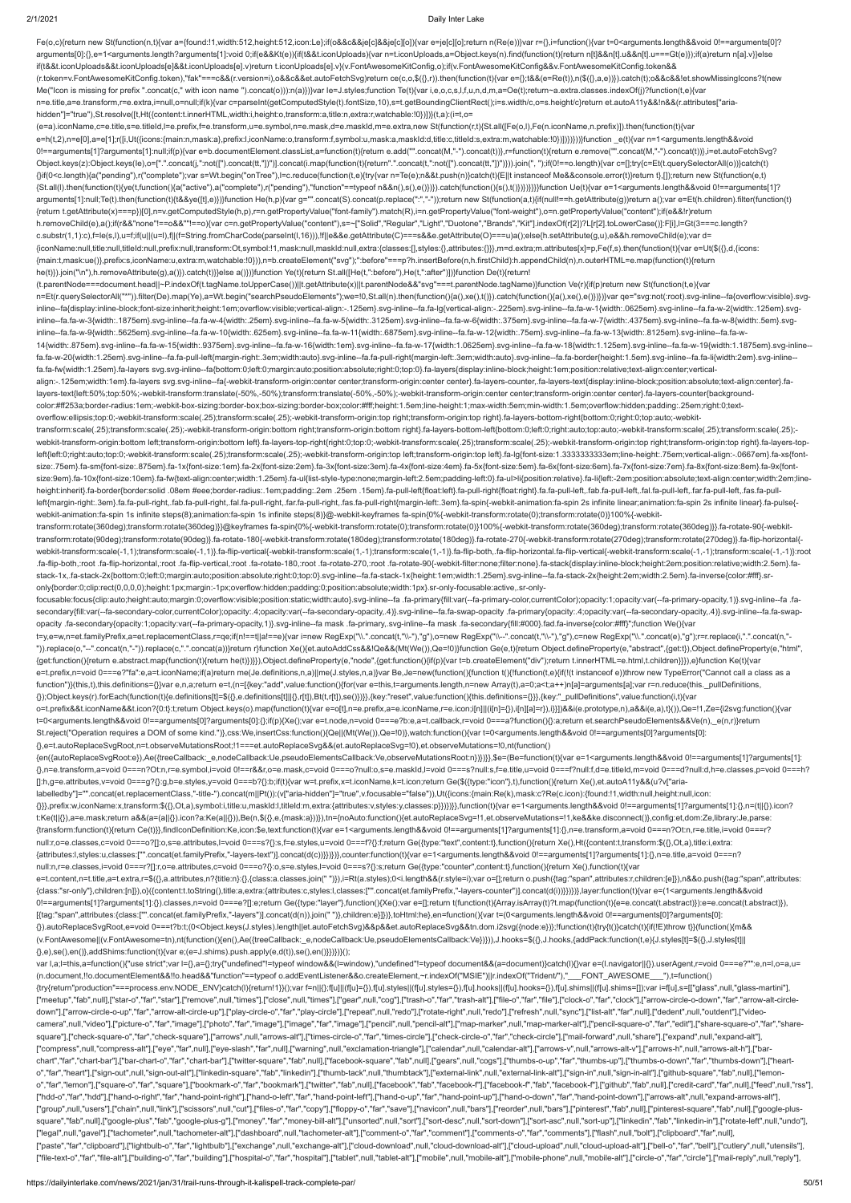```
Fe(o,c)(return new St(function(n,t){var a={found:!1,width:512,height:512,icon:Le};if(o&&c&&je[c]&&je[c][o]){var e=je[c][o];return n(Re(e))}var r={},i=function(){var t=0<arguments.length&&void 0!==arguments[0]?arguments[0]:{},e=1<arguments.length?arguments[1]:void 0;if(e&&Kt(e)){if(t&&t.iconUploads){var n=t.iconUploads,a=Object.keys(n).find(function(t){return n[t]&&n[t].u===Gt(e)});if(a)return n[a].v}}else if(t&&t.iconUploads&&t.iconUploads[e]&&t.iconUploads[e].v)return t.iconUploads[e].v}(v.FontAwesomeKitConfig,o);if(v.FontAwesomeKitConfig&&v.FontAwesomeKitConfig.token&&(r.token=v.FontAwesomeKitConfig.token),"fak"===c&&(r.version=i),o&&c&&et.autoFetchSvg)return ce(c,o,$({},r)).then(function(t){var e={};t&&(e=Re(t)),n($({},a,e))}).catch(t);o&&c&&!et.showMissingIcons?t(new Me("Icon is missing for prefix ".concat(c," with icon name ").concat(o))):n(a)})}var Ie=J.styles;function Te(t){var i,e,o,c,s,l,f,u,n,d,m,a=Oe(t);return~a.extra.classes.indexOf(j)?function(t,e){var n=e.title,a=e.transform,r=e.extra,i=null,o=null;if(k){var c=parseInt(getComputedStyle(t).fontSize,10),s=t.getBoundingClientRect();i=s.width/c,o=s.height/c}return et.autoA11y&&!n&&(r.attributes["aria-hidden"]="true"),St.resolve([t,Ht({content:t.innerHTML,width:i,height:o,transform:a,title:n,extra:r,watchable:!0})])}(t,a):(i=t,o=(e=a).iconName,c=e.title,s=e.titleId,l=e.prefix,f=e.transform,u=e.symbol,n=e.mask,d=e.maskId,m=e.extra,new St(function(r,t){St.all([Fe(o,l),Fe(n.iconName,n.prefix)]).then(function(t){var e=h(t,2),n=e[0],a=e[1];r([i,Ut({icons:{main:n,mask:a},prefix:l,iconName:o,transform:f,symbol:u,mask:a,maskId:d,title:c,titleId:s,extra:m,watchable:!0})])})}))}function _e(t){var n=1<arguments.length&&void 0!==arguments[1]?arguments[1]:null;if(p){var e=b.documentElement.classList,a=function(t){return e.add("".concat(M,"-").concat(t))},r=function(t){return e.remove("".concat(M,"-").concat(t))},i=et.autoFetchSvg?Object.keys(z):Object.keys(Ie),o=[".".concat(j,":not([").concat(tt,"])")].concat(i.map(function(t){return".".concat(t,":not([").concat(tt,"])")})).join(", ");if(0!==o.length){var c=[];try{c=Et(t.querySelectorAll(o))}catch(t){}if(0<c.length){a("pending"),r("complete");var s=Wt.begin("onTree"),l=c.reduce(function(t,e){try{var n=Te(e);n&&t.push(n)}catch(t){E||t instanceof Me&&console.error(t)}return t},[]);return new St(function(e,t){St.all(l).then(function(t){Ye(t,function(){a("active"),a("complete"),r("pending"),"function"==typeof n&&n(),s(),e()})}).catch(function(){s(),t()})})}}}}function Ue(t){var e=1<arguments.length&&void 0!==arguments[1]?arguments[1]:null;Te(t).then(function(t){t&&Ye([t],e)})}function He(h,p){var g="".concat(S).concat(p.replace(":","-"));return new St(function(a,t){if(null!==h.getAttribute(g))return a();var e=Et(h.children).filter(function(t){return t.getAttribute(x)===p})[0],n=v.getComputedStyle(h,p),r=n.getPropertyValue("font-family").match(R),i=n.getPropertyValue("font-weight"),o=n.getPropertyValue("content");if(e&&!r)return h.removeChild(e),a();if(r&&"none"!==o&&""!==o){var c=n.getPropertyValue("content"),s=~["Solid","Regular","Light","Duotone","Brands","Kit"].indexOf(r[2])?L[r[2].toLowerCase()]:F[i],l=Gt(3===c.length?c.substr(1,1):c),f=le(s,l),u=f;if(u||(u=l),f||(f=String.fromCharCode(parseInt(l,16))),!f||e&&e.getAttribute(C)===s&&e.getAttribute(O)===u)a();else{h.setAttribute(g,u),e&&h.removeChild(e);var d={iconName:null,title:null,titleId:null,prefix:null,transform:Ot,symbol:!1,mask:null,maskId:null,extra:{classes:[],styles:{},attributes:{}}},m=d.extra;m.attributes[x]=p,Fe(f,s).then(function(t){var e=Ut($({},d,{icons:{main:t,mask:ue()},prefix:s,iconName:u,extra:m,watchable:!0})),n=b.createElement("svg");":before"===p?h.insertBefore(n,h.firstChild):h.appendChild(n),n.outerHTML=e.map(function(t){return he(t)}).join("\n"),h.removeAttribute(g),a()}).catch(t)}}else a()})}function Ye(t){return St.all([He(t,":before"),He(t,":after")])}function De(t){return!
(t.parentNode===document.head||~P.indexOf(t.tagName.toUpperCase())||t.getAttribute(x)||t.parentNode&&"svg"===t.parentNode.tagName)}function Ve(r){if(p)return new St(function(t,e){var n=Et(r.querySelectorAll("*")).filter(De).map(Ye),a=Wt.begin("searchPseudoElements");we=!0,St.all(n).then(function(){a(),xe(),t()}).catch(function(){a(),xe(),e()})})}var qe="svg:not(:root).svg-inline--fa{overflow:visible}.svg-inline--fa{display:inline-block;font-size:inherit;height:1em;overflow:visible;vertical-align:-.125em}.svg-inline--fa.fa-lg{vertical-align:-.225em}.svg-inline--fa.fa-w-1{width:.0625em}.svg-inline--fa.fa-w-2{width:.125em}.svg-inline--fa.fa-w-3{width:.1875em}.svg-inline--fa.fa-w-4{width:.25em}.svg-inline--fa.fa-w-5{width:.3125em}.svg-inline--fa.fa-w-6{width:.375em}.svg-inline--fa.fa-w-7{width:.4375em}.svg-inline--fa.fa-w-8{width:.5em}.svg-inline--fa.fa-w-9{width:.5625em}.svg-inline--fa.fa-w-10{width:.625em}.svg-inline--fa.fa-w-11{width:.6875em}.svg-inline--fa.fa-w-12{width:.75em}.svg-inline--fa.fa-w-13{width:.8125em}.svg-inline--fa.fa-w-14{width:.875em}.svg-inline--fa.fa-w-15{width:.9375em}.svg-inline--fa.fa-w-16{width:1em}.svg-inline--fa.fa-w-17{width:1.0625em}.svg-inline--fa.fa-w-18{width:1.125em}.svg-inline--fa.fa-w-19{width:1.1875em}.svg-inline--fa.fa-w-20{width:1.25em}.svg-inline--fa.fa-pull-left{margin-right:.3em;width:auto}.svg-inline--fa.fa-pull-right{margin-left:.3em;width:auto}.svg-inline--fa.fa-border{height:1.5em}.svg-inline--fa.fa-li{width:2em}.svg-inline--fa.fa-fw{width:1.25em}.fa-layers svg.svg-inline--fa{bottom:0;left:0;margin:auto;position:absolute;right:0;top:0}.fa-layers{display:inline-block;height:1em;position:relative;text-align:center;vertical-align:-.125em;width:1em}.fa-layers svg.svg-inline--fa{-webkit-transform-origin:center center;transform-origin:center center}.fa-layers-counter,.fa-layers-text{display:inline-block;position:absolute;text-align:center}.fa-layers-text{left:50%;top:50%;-webkit-transform:translate(-50%,-50%);transform:translate(-50%,-50%);-webkit-transform-origin:center center;transform-origin:center center}.fa-layers-counter{background-color:#ff253a;border-radius:1em;-webkit-box-sizing:border-box;box-sizing:border-box;color:#fff;height:1.5em;line-height:1;max-width:5em;min-width:1.5em;overflow:hidden;padding:.25em;right:0;text-overflow:ellipsis;top:0;-webkit-transform:scale(.25);transform:scale(.25);-webkit-transform-origin:top right;transform-origin:top right}.fa-layers-bottom-right{bottom:0;right:0;top:auto;-webkit-transform:scale(.25);transform:scale(.25);-webkit-transform-origin:bottom right;transform-origin:bottom right}.fa-layers-bottom-left{bottom:0;left:0;right:auto;top:auto;-webkit-transform:scale(.25);transform:scale(.25);-webkit-transform-origin:bottom left;transform-origin:bottom left}.fa-layers-top-right{right:0;top:0;-webkit-transform:scale(.25);transform:scale(.25);-webkit-transform-origin:top right;transform-origin:top right}.fa-layers-top-left{left:0;right:auto;top:0;-webkit-transform:scale(.25);transform:scale(.25);-webkit-transform-origin:top left;transform-origin:top left}.fa-lg{font-size:1.3333333333em;line-height:.75em;vertical-align:-.0667em}.fa-xs{font-size:.75em}.fa-sm{font-size:.875em}.fa-1x{font-size:1em}.fa-2x{font-size:2em}.fa-3x{font-size:3em}.fa-4x{font-size:4em}.fa-5x{font-size:5em}.fa-6x{font-size:6em}.fa-7x{font-size:7em}.fa-8x{font-size:8em}.fa-9x{font-size:9em}.fa-10x{font-size:10em}.fa-fw{text-align:center;width:1.25em}.fa-ul{list-style-type:none;margin-left:2.5em;padding-left:0}.fa-ul>li{position:relative}.fa-li{left:-2em;position:absolute;text-align:center;width:2em;line-height:inherit}.fa-border{border:solid .08em #eee;border-radius:.1em;padding:.2em .25em .15em}.fa-pull-left{float:left}.fa-pull-right{float:right}.fa.fa-pull-left,.fab.fa-pull-left,.fal.fa-pull-left,.far.fa-pull-left,.fas.fa-pull-left{margin-right:.3em}.fa.fa-pull-right,.fab.fa-pull-right,.fal.fa-pull-right,.far.fa-pull-right,.fas.fa-pull-right{margin-left:.3em}.fa-spin{-webkit-animation:fa-spin 2s infinite linear;animation:fa-spin 2s infinite linear}.fa-pulse{-webkit-animation:fa-spin 1s infinite steps(8);animation:fa-spin 1s infinite steps(8)}@-webkit-keyframes fa-spin{0%{-webkit-transform:rotate(0);transform:rotate(0)}100%{-webkit-transform:rotate(360deg);transform:rotate(360deg)}}@keyframes fa-spin{0%{-webkit-transform:rotate(0);transform:rotate(0)}100%{-webkit-transform:rotate(360deg);transform:rotate(360deg)}}.fa-rotate-90{-webkit-transform:rotate(90deg);transform:rotate(90deg)}.fa-rotate-180{-webkit-transform:rotate(180deg);transform:rotate(180deg)}.fa-rotate-270{-webkit-transform:rotate(270deg);transform:rotate(270deg)}.fa-flip-horizontal{-webkit-transform:scale(-1,1);transform:scale(-1,1)}.fa-flip-vertical{-webkit-transform:scale(1,-1);transform:scale(1,-1)}.fa-flip-both,.fa-flip-horizontal.fa-flip-vertical{-webkit-transform:scale(-1,-1);transform:scale(-1,-1)}:root .fa-flip-both,:root .fa-flip-horizontal,:root .fa-flip-vertical,:root .fa-rotate-180,:root .fa-rotate-270,:root .fa-rotate-90{-webkit-filter:none;filter:none}.fa-stack{display:inline-block;height:2em;position:relative;width:2.5em}.fa-stack-1x,.fa-stack-2x{bottom:0;left:0;margin:auto;position:absolute;right:0;top:0}.svg-inline--fa.fa-stack-1x{height:1em;width:1.25em}.svg-inline--fa.fa-stack-2x{height:2em;width:2.5em}.fa-inverse{color:#fff}.sr-only{border:0;clip:rect(0,0,0,0);height:1px;margin:-1px;overflow:hidden;padding:0;position:absolute;width:1px}.sr-only-focusable:active,.sr-only-focusable:focus{clip:auto;height:auto;margin:0;overflow:visible;position:static;width:auto}.svg-inline--fa .fa-primary{fill:var(--fa-primary-color,currentColor);opacity:1;opacity:var(--fa-primary-opacity,1)}.svg-inline--fa .fa-secondary{fill:var(--fa-secondary-color,currentColor);opacity:.4;opacity:var(--fa-secondary-opacity,.4)}.svg-inline--fa.fa-swap-opacity .fa-primary{opacity:.4;opacity:var(--fa-secondary-opacity,.4)}.svg-inline--fa.fa-swap-opacity .fa-secondary{opacity:1;opacity:var(--fa-primary-opacity,1)}.svg-inline--fa mask .fa-primary,.svg-inline--fa mask .fa-secondary{fill:#000}.fad.fa-inverse{color:#fff}";function We(){var t=y,e=w,n=et.familyPrefix,a=et.replacementClass,r=qe;if(n!==t||a!==e){var i=new RegExp("\\.".concat(t,"\\-"),"g"),o=new RegExp("\\--".concat(t,"\\-"),"g"),c=new RegExp("\\.".concat(e),"g");r=r.replace(i,".".concat(n,"-")).replace(o,"--".concat(n,"-")).replace(c,".".concat(a))}return r}function Xe(){et.autoAddCss&&!Qe&&(Mt(We()),Qe=!0)}function Ge(e,t){return Object.defineProperty(e,"abstract",{get:t}),Object.defineProperty(e,"html",{get:function(){return e.abstract.map(function(t){return he(t)})}}),Object.defineProperty(e,"node",{get:function(){if(p){var t=b.createElement("div");return t.innerHTML=e.html,t.children}}}),e}function Ke(t){var e=t.prefix,n=void 0==="e?"fa":e,a=t.iconName;if(a)return me(Je.definitions,n,a)||me(J.styles,n,a)}var Be,Je=new(function(){function t(){!function(t,e){if(!(t instanceof e))throw new TypeError("Cannot call a class as a function")}(this,t),this.definitions={}}var e,n,a;return e=t,(n=[{key:"add",value:function(){for(var e=this,t=arguments.length,n=new Array(t),a=0;a<t;a++)n[a]=arguments[a];var r=n.reduce(this._pullDefinitions,{});Object.keys(r).forEach(function(t){e.definitions[t]=$({},e.definitions[t]||{},r[t]),Bt(t,r[t]),se()})}},{key:"reset",value:function(){this.definitions={}}},{key:"_pullDefinitions",value:function(i,t){var o=t.prefix&&t.iconName&&t.icon?{0:t}:t;return Object.keys(o).map(function(t){var e=o[t],n=e.prefix,a=e.iconName,r=e.icon;i[n]||(i[n]={}),i[n][a]=r}),i}}])&&i(e.prototype,n),a&&i(e,a),t}()),Qe=!1,Ze={i2svg:function(){var t=0<arguments.length&&void 0!==arguments[0]?arguments[0]:{};if(p){Xe();var e=t.node,n=void 0===e?b:e,a=t.callback,r=void 0===a?function(){}:a;return et.searchPseudoElements&&Ve(n),_e(n,r)}return St.reject("Operation requires a DOM of some kind.")},css:We,insertCss:function(){Qe||(Mt(We()),Qe=!0)},watch:function(){var t=0<arguments.length&&void 0!==arguments[0]?arguments[0]:{},e=t.autoReplaceSvgRoot,n=t.observeMutationsRoot;!1===et.autoReplaceSvg&&(et.autoReplaceSvg=!0),et.observeMutations=!0,nt(function(){en({autoReplaceSvgRoot:e}),Ae({treeCallback:_e,nodeCallback:Ue,pseudoElementsCallback:Ve,observeMutationsRoot:n})})}},$e=(Be=function(t){var e=1<arguments.length&&void 0!==arguments[1]?arguments[1]:{},n=e.transform,a=void 0===n?Ot:n,r=e.symbol,i=void 0!==r&&r,o=e.mask,c=void 0===o?null:o,s=e.maskId,l=void 0===s?null:s,f=e.title,u=void 0===f?null:f,d=e.titleId,m=void 0===d?null:d,h=e.classes,p=void 0===h?[]:h,g=e.attributes,v=void 0===g?{}:g,b=e.styles,y=void 0===b?{}:b;if(t){var w=t.prefix,x=t.iconName,k=t.icon;return Ge($({type:"icon"},t),function(){return Xe(),et.autoA11y&&(u?v["aria-labelledby"]="".concat(et.replacementClass,"-title-").concat(m||Pt()):(v["aria-hidden"]="true",v.focusable="false")),Ut({icons:{main:Re(k),mask:c?Re(c.icon):{found:!1,width:null,height:null,icon:{}}},prefix:w,iconName:x,transform:$({},Ot,a),symbol:i,title:u,maskId:l,titleId:m,extra:{attributes:v,styles:y,classes:p}})})}},function(t){var e=1<arguments.length&&void 0!==arguments[1]?arguments[1]:{},n=(t||{}).icon?t:Ke(t||{}),a=e.mask;return a&&(a=(a||{}).icon?a:Ke(a||{})),Be(n,$({},e,{mask:a}))}),tn={noAuto:function(){et.autoReplaceSvg=!1,et.observeMutations=!1,ke&&ke.disconnect()},config:et,dom:Ze,library:Je,parse:{transform:function(t){return Ce(t)}},findIconDefinition:Ke,icon:$e,text:function(t){var e=1<arguments.length&&void 0!==arguments[1]?arguments[1]:{},n=e.transform,a=void 0===n?Ot:n,r=e.title,i=void 0===r?null:r,o=e.classes,c=void 0===o?[]:o,s=e.attributes,l=void 0===s?{}:s,f=e.styles,u=void 0===f?{}:f;return Ge({type:"text",content:t},function(){return Xe(),Ht({content:t,transform:$({},Ot,a),title:i,extra:{attributes:l,styles:u,classes:["".concat(et.familyPrefix,"-layers-text")].concat(d(c))}})})},counter:function(t){var e=1<arguments.length&&void 0!==arguments[1]?arguments[1]:{},n=e.title,a=void 0===n?null:n,r=e.classes,i=void 0===r?[]:r,o=e.attributes,c=void 0===o?{}:o,s=e.styles,l=void 0===s?{}:s;return Ge({type:"counter",content:t},function(){return Xe(),function(t){var e=t.content,n=t.title,a=t.extra,r=$({},a.attributes,n?{title:n}:{},{class:a.classes.join(" ")}),i=Rt(a.styles);0<i.length&&(r.style=i);var o=[];return o.push({tag:"span",attributes:r,children:[e]}),n&&o.push({tag:"span",attributes:{class:"sr-only"},children:[n]}),o}({content:t.toString(),title:a,extra:{attributes:c,styles:l,classes:["".concat(et.familyPrefix,"-layers-counter")].concat(d(i))}})})},layer:function(t){var e=(1<arguments.length&&void 0!==arguments[1]?arguments[1]:{}).classes,n=void 0===e?[]:e;return Ge({type:"layer"},function(){Xe();var e=[];return t(function(t){Array.isArray(t)?t.map(function(t){e=e.concat(t.abstract)}):e=e.concat(t.abstract)}),[{tag:"span",attributes:{class:["".concat(et.familyPrefix,"-layers")].concat(d(n)).join(" ")},children:e}]})},toHtml:he},en=function(){var t=(0<arguments.length&&void 0!==arguments[0]?arguments[0]:{}).autoReplaceSvgRoot,e=void 0===t?b:t;(0<Object.keys(J.styles).length||et.autoFetchSvg)&&p&&et.autoReplaceSvg&&tn.dom.i2svg({node:e})};!function(t){try{t()}catch(t){if(!E)throw t}}(function(){m&&(v.FontAwesome||(v.FontAwesome=tn),nt(function(){en(),Ae({treeCallback:_e,nodeCallback:Ue,pseudoElementsCallback:Ve})})),J.hooks=$({},J.hooks,{addPack:function(t,e){J.styles[t]=$({},J.styles[t]||{},e),se(),en()},addShims:function(t){var e;(e=J.shims).push.apply(e,d(t)),se(),en()}})})}();
var l,a;l=this,a=function(){"use strict";var l={},a={};try{"undefined"!=typeof window&&(l=window),"undefined"!=typeof document&&(a=document)}catch(l){}var e=(l.navigator||{}).userAgent,r=void 0===e?"":e,n=l,o=a,u=(n.document,!!o.documentElement&&!!o.head&&"function"==typeof o.addEventListener&&o.createElement,~r.indexOf("MSIE")||r.indexOf("Trident/"),"___FONT_AWESOME___"),t=function()
{try{return"production"===process.env.NODE_ENV}catch(l){return!1}}();var f=n||{};f[u]||(f[u]={}),f[u].styles||(f[u].styles={}),f[u].hooks||(f[u].hooks={}),f[u].shims||(f[u].shims=[]);var i=f[u],s=[["glass",null,"glass-martini"],["meetup","fab",null],["star-o","far","star"],["remove",null,"times"],["close",null,"times"],["gear",null,"cog"],["trash-o","far","trash-alt"],["file-o","far","file"],["clock-o","far","clock"],["arrow-circle-o-down","far","arrow-alt-circle-down"],["arrow-circle-o-up","far","arrow-alt-circle-up"],["play-circle-o","far","play-circle"],["repeat",null,"redo"],["rotate-right",null,"redo"],["refresh",null,"sync"],["list-alt","far",null],["dedent",null,"outdent"],["video-camera",null,"video"],["picture-o","far","image"],["photo","far","image"],["image","far","image"],["pencil",null,"pencil-alt"],["map-marker",null,"map-marker-alt"],["pencil-square-o","far","edit"],["share-square-o","far","share-square"],["check-square-o","far","check-square"],["arrows",null,"arrows-alt"],["times-circle-o","far","times-circle"],["check-circle-o","far","check-circle"],["mail-forward",null,"share"],["expand",null,"expand-alt"],["compress",null,"compress-alt"],["eye","far",null],["eye-slash","far",null],["warning",null,"exclamation-triangle"],["calendar",null,"calendar-alt"],["arrows-v",null,"arrows-alt-v"],["arrows-h",null,"arrows-alt-h"],["bar-chart","far","chart-bar"],["bar-chart-o","far","chart-bar"],["twitter-square","fab",null],["facebook-square","fab",null],["gears",null,"cogs"],["thumbs-o-up","far","thumbs-up"],["thumbs-o-down","far","thumbs-down"],["heart-o","far","heart"],["sign-out",null,"sign-out-alt"],["linkedin-square","fab","linkedin"],["thumb-tack",null,"thumbtack"],["external-link",null,"external-link-alt"],["sign-in",null,"sign-in-alt"],["github-square","fab",null],["lemon-o","far","lemon"],["square-o","far","square"],["bookmark-o","far","bookmark"],["twitter","fab",null],["facebook","fab","facebook-f"],["facebook-f","fab","facebook-f"],["github","fab",null],["credit-card","far",null],["feed",null,"rss"],["hdd-o","far","hdd"],["hand-o-right","far","hand-point-right"],["hand-o-left","far","hand-point-left"],["hand-o-up","far","hand-point-up"],["hand-o-down","far","hand-point-down"],["arrows-alt",null,"expand-arrows-alt"],["group",null,"users"],["chain",null,"link"],["scissors",null,"cut"],["files-o","far","copy"],["floppy-o","far","save"],["navicon",null,"bars"],["reorder",null,"bars"],["pinterest","fab",null],["pinterest-square","fab",null],["google-plus-square","fab",null],["google-plus","fab","google-plus-g"],["money","far","money-bill-alt"],["unsorted",null,"sort"],["sort-desc",null,"sort-down"],["sort-asc",null,"sort-up"],["linkedin","fab","linkedin-in"],["rotate-left",null,"undo"],["legal",null,"gavel"],["tachometer",null,"tachometer-alt"],["dashboard",null,"tachometer-alt"],["comment-o","far","comment"],["comments-o","far","comments"],["flash",null,"bolt"],["clipboard","far",null],["paste","far","clipboard"],["lightbulb-o","far","lightbulb"],["exchange",null,"exchange-alt"],["cloud-download",null,"cloud-download-alt"],["cloud-upload",null,"cloud-upload-alt"],["bell-o","far","bell"],["cutlery",null,"utensils"],["file-text-o","far","file-alt"],["building-o","far","building"],["hospital-o","far","hospital"],["tablet",null,"tablet-alt"],["mobile",null,"mobile-alt"],["mobile-phone",null,"mobile-alt"],["circle-o","far","circle"],["mail-reply",null,"reply"],
```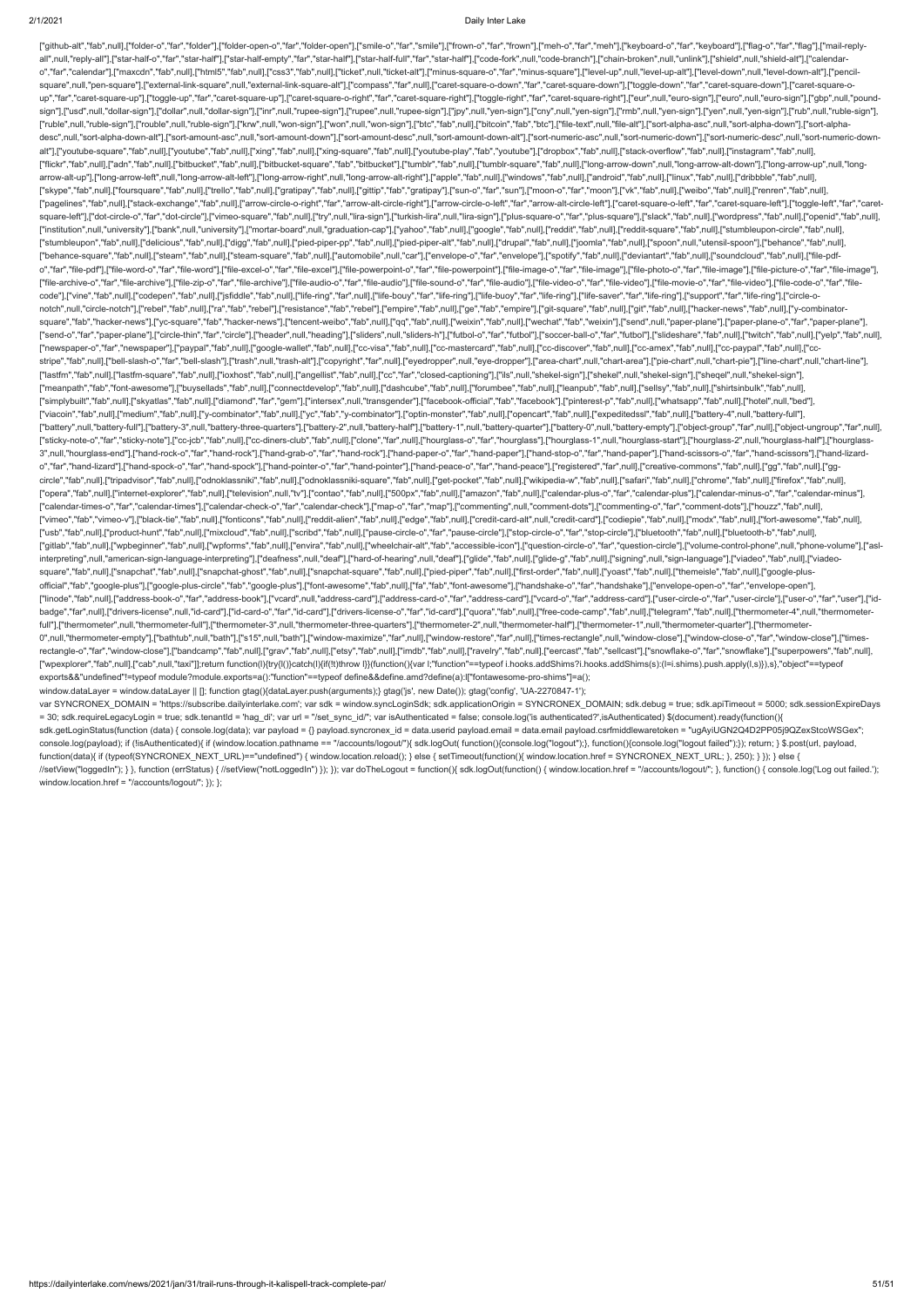["github-alt","fab",null],["folder-o","far","folder"],["folder-open-o","far","folder-open"],["smile-o","far","smile"],["frown-o","far","frown"],["meh-o","far","meh"],["keyboard-o","far","keyboard"],["flag-o","far","flag"],["mail-reply-all",null,"reply-all"],["star-half-o","far","star-half"],["star-half-empty","far","star-half"],["star-half-full","far","star-half"],["code-fork",null,"code-branch"],["chain-broken",null,"unlink"],["shield",null,"shield-alt"],["calendar-o","far","calendar"],["maxcdn","fab",null],["html5","fab",null],["css3","fab",null],["ticket",null,"ticket-alt"],["minus-square-o","far","minus-square"],["level-up",null,"level-up-alt"],["level-down",null,"level-down-alt"],["pencil-square",null,"pen-square"],["external-link-square",null,"external-link-square-alt"],["compass","far",null],["caret-square-o-down","far","caret-square-down"],["toggle-down","far","caret-square-down"],["caret-square-o-up","far","caret-square-up"],["toggle-up","far","caret-square-up"],["caret-square-o-right","far","caret-square-right"],["toggle-right","far","caret-square-right"],["eur",null,"euro-sign"],["euro",null,"euro-sign"],["gbp",null,"pound-sign"],["usd",null,"dollar-sign"],["dollar",null,"dollar-sign"],["inr",null,"rupee-sign"],["rupee",null,"rupee-sign"],["jpy",null,"yen-sign"],["cny",null,"yen-sign"],["rmb",null,"yen-sign"],["yen",null,"yen-sign"],["rub",null,"ruble-sign"],["ruble",null,"ruble-sign"],["rouble",null,"ruble-sign"],["krw",null,"won-sign"],["won",null,"won-sign"],["btc","fab",null],["bitcoin","fab","btc"],["file-text",null,"file-alt"],["sort-alpha-asc",null,"sort-alpha-down"],["sort-alpha-desc",null,"sort-alpha-down-alt"],["sort-amount-asc",null,"sort-amount-down"],["sort-amount-desc",null,"sort-amount-down-alt"],["sort-numeric-asc",null,"sort-numeric-down"],["sort-numeric-desc",null,"sort-numeric-down-alt"],["youtube-square","fab",null],["youtube","fab",null],["xing","fab",null],["xing-square","fab",null],["youtube-play","fab","youtube"],["dropbox","fab",null],["stack-overflow","fab",null],["instagram","fab",null],["flickr","fab",null],["adn","fab",null],["bitbucket","fab",null],["bitbucket-square","fab","bitbucket"],["tumblr","fab",null],["tumblr-square","fab",null],["long-arrow-down",null,"long-arrow-alt-down"],["long-arrow-up",null,"long-arrow-alt-up"],["long-arrow-left",null,"long-arrow-alt-left"],["long-arrow-right",null,"long-arrow-alt-right"],["apple","fab",null],["windows","fab",null],["android","fab",null],["linux","fab",null],["dribbble","fab",null],["skype","fab",null],["foursquare","fab",null],["trello","fab",null],["gratipay","fab",null],["gittip","fab","gratipay"],["sun-o","far","sun"],["moon-o","far","moon"],["vk","fab",null],["weibo","fab",null],["renren","fab",null],["pagelines","fab",null],["stack-exchange","fab",null],["arrow-circle-o-right","far","arrow-alt-circle-right"],["arrow-circle-o-left","far","arrow-alt-circle-left"],["caret-square-o-left","far","caret-square-left"],["toggle-left","far","caret-square-left"],["dot-circle-o","far","dot-circle"],["vimeo-square","fab",null],["try",null,"lira-sign"],["turkish-lira",null,"lira-sign"],["plus-square-o","far","plus-square"],["slack","fab",null],["wordpress","fab",null],["openid","fab",null],["institution",null,"university"],["bank",null,"university"],["mortar-board",null,"graduation-cap"],["yahoo","fab",null],["google","fab",null],["reddit","fab",null],["reddit-square","fab",null],["stumbleupon-circle","fab",null],["stumbleupon","fab",null],["delicious","fab",null],["digg","fab",null],["pied-piper-pp","fab",null],["pied-piper-alt","fab",null],["drupal","fab",null],["joomla","fab",null],["spoon",null,"utensil-spoon"],["behance","fab",null],["behance-square","fab",null],["steam","fab",null],["steam-square","fab",null],["automobile",null,"car"],["envelope-o","far","envelope"],["spotify","fab",null],["deviantart","fab",null],["soundcloud","fab",null],["file-pdf-o","far","file-pdf"],["file-word-o","far","file-word"],["file-excel-o","far","file-excel"],["file-powerpoint-o","far","file-powerpoint"],["file-image-o","far","file-image"],["file-photo-o","far","file-image"],["file-picture-o","far","file-image"],["file-archive-o","far","file-archive"],["file-zip-o","far","file-archive"],["file-audio-o","far","file-audio"],["file-sound-o","far","file-audio"],["file-video-o","far","file-video"],["file-movie-o","far","file-video"],["file-code-o","far","file-code"],["vine","fab",null],["codepen","fab",null],["jsfiddle","fab",null],["life-ring","far",null],["life-bouy","far","life-ring"],["life-buoy","far","life-ring"],["life-saver","far","life-ring"],["support","far","life-ring"],["circle-o-notch",null,"circle-notch"],["rebel","fab",null],["ra","fab","rebel"],["resistance","fab","rebel"],["empire","fab",null],["ge","fab","empire"],["git-square","fab",null],["git","fab",null],["hacker-news","fab",null],["y-combinator-square","fab","hacker-news"],["yc-square","fab","hacker-news"],["tencent-weibo","fab",null],["qq","fab",null],["weixin","fab",null],["wechat","fab","weixin"],["send",null,"paper-plane"],["paper-plane-o","far","paper-plane"],["send-o","far","paper-plane"],["circle-thin","far","circle"],["header",null,"heading"],["sliders",null,"sliders-h"],["futbol-o","far","futbol"],["soccer-ball-o","far","futbol"],["slideshare","fab",null],["twitch","fab",null],["yelp","fab",null],["newspaper-o","far","newspaper"],["paypal","fab",null],["google-wallet","fab",null],["cc-visa","fab",null],["cc-mastercard","fab",null],["cc-discover","fab",null],["cc-amex","fab",null],["cc-paypal","fab",null],["cc-stripe","fab",null],["bell-slash-o","far","bell-slash"],["trash",null,"trash-alt"],["copyright","far",null],["eyedropper",null,"eye-dropper"],["area-chart",null,"chart-area"],["pie-chart",null,"chart-pie"],["line-chart",null,"chart-line"],["lastfm","fab",null],["lastfm-square","fab",null],["ioxhost","fab",null],["angellist","fab",null],["cc","far","closed-captioning"],["ils",null,"shekel-sign"],["shekel",null,"shekel-sign"],["sheqel",null,"shekel-sign"],["meanpath","fab","font-awesome"],["buysellads","fab",null],["connectdevelop","fab",null],["dashcube","fab",null],["forumbee","fab",null],["leanpub","fab",null],["sellsy","fab",null],["shirtsinbulk","fab",null],["simplybuilt","fab",null],["skyatlas","fab",null],["diamond","far","gem"],["intersex",null,"transgender"],["facebook-official","fab","facebook"],["pinterest-p","fab",null],["whatsapp","fab",null],["hotel",null,"bed"],["viacoin","fab",null],["medium","fab",null],["y-combinator","fab",null],["yc","fab","y-combinator"],["optin-monster","fab",null],["opencart","fab",null],["expeditedssl","fab",null],["battery-4",null,"battery-full"],["battery",null,"battery-full"],["battery-3",null,"battery-three-quarters"],["battery-2",null,"battery-half"],["battery-1",null,"battery-quarter"],["battery-0",null,"battery-empty"],["object-group","far",null],["object-ungroup","far",null],["sticky-note-o","far","sticky-note"],["cc-jcb","fab",null],["cc-diners-club","fab",null],["clone","far",null],["hourglass-o","far","hourglass"],["hourglass-1",null,"hourglass-start"],["hourglass-2",null,"hourglass-half"],["hourglass-3",null,"hourglass-end"],["hand-rock-o","far","hand-rock"],["hand-grab-o","far","hand-rock"],["hand-paper-o","far","hand-paper"],["hand-stop-o","far","hand-paper"],["hand-scissors-o","far","hand-scissors"],["hand-lizard-o","far","hand-lizard"],["hand-spock-o","far","hand-spock"],["hand-pointer-o","far","hand-pointer"],["hand-peace-o","far","hand-peace"],["registered","far",null],["creative-commons","fab",null],["gg","fab",null],["gg-circle","fab",null],["tripadvisor","fab",null],["odnoklassniki","fab",null],["odnoklassniki-square","fab",null],["get-pocket","fab",null],["wikipedia-w","fab",null],["safari","fab",null],["chrome","fab",null],["firefox","fab",null],["opera","fab",null],["internet-explorer","fab",null],["television",null,"tv"],["contao","fab",null],["500px","fab",null],["amazon","fab",null],["calendar-plus-o","far","calendar-plus"],["calendar-minus-o","far","calendar-minus"],["calendar-times-o","far","calendar-times"],["calendar-check-o","far","calendar-check"],["map-o","far","map"],["commenting",null,"comment-dots"],["commenting-o","far","comment-dots"],["houzz","fab",null],["vimeo","fab","vimeo-v"],["black-tie","fab",null],["fonticons","fab",null],["reddit-alien","fab",null],["edge","fab",null],["credit-card-alt",null,"credit-card"],["codiepie","fab",null],["modx","fab",null],["fort-awesome","fab",null],["usb","fab",null],["product-hunt","fab",null],["mixcloud","fab",null],["scribd","fab",null],["pause-circle-o","far","pause-circle"],["stop-circle-o","far","stop-circle"],["bluetooth","fab",null],["bluetooth-b","fab",null],["gitlab","fab",null],["wpbeginner","fab",null],["wpforms","fab",null],["envira","fab",null],["wheelchair-alt","fab","accessible-icon"],["question-circle-o","far","question-circle"],["volume-control-phone",null,"phone-volume"],["asl-interpreting",null,"american-sign-language-interpreting"],["deafness",null,"deaf"],["hard-of-hearing",null,"deaf"],["glide","fab",null],["glide-g","fab",null],["signing",null,"sign-language"],["viadeo","fab",null],["viadeo-square","fab",null],["snapchat","fab",null],["snapchat-ghost","fab",null],["snapchat-square","fab",null],["pied-piper","fab",null],["first-order","fab",null],["yoast","fab",null],["themeisle","fab",null],["google-plus-official","fab","google-plus"],["google-plus-circle","fab","google-plus"],["font-awesome","fab",null],["fa","fab","font-awesome"],["handshake-o","far","handshake"],["envelope-open-o","far","envelope-open"],["linode","fab",null],["address-book-o","far","address-book"],["vcard",null,"address-card"],["address-card-o","far","address-card"],["vcard-o","far","address-card"],["user-circle-o","far","user-circle"],["user-o","far","user"],["id-badge","far",null],["drivers-license",null,"id-card"],["id-card-o","far","id-card"],["drivers-license-o","far","id-card"],["quora","fab",null],["free-code-camp","fab",null],["telegram","fab",null],["thermometer-4",null,"thermometer-full"],["thermometer",null,"thermometer-full"],["thermometer-3",null,"thermometer-three-quarters"],["thermometer-2",null,"thermometer-half"],["thermometer-1",null,"thermometer-quarter"],["thermometer-0",null,"thermometer-empty"],["bathtub",null,"bath"],["s15",null,"bath"],["window-maximize","far",null],["window-restore","far",null],["times-rectangle",null,"window-close"],["window-close-o","far","window-close"],["times-rectangle-o","far","window-close"],["bandcamp","fab",null],["grav","fab",null],["etsy","fab",null],["imdb","fab",null],["ravelry","fab",null],["eercast","fab","sellcast"],["snowflake-o","far","snowflake"],["superpowers","fab",null],["wpexplorer","fab",null],["cab",null,"taxi"]];return function(l){try{l()}catch(l){if(!t)throw l}}(function(){var l;"function"==typeof i.hooks.addShims?i.hooks.addShims(s):(l=i.shims).push.apply(l,s)}),s},"object"==typeof exports&&"undefined"!=typeof module?module.exports=a():"function"==typeof define&&define.amd?define(a):l["fontawesome-pro-shims"]=a();

window.dataLayer = window.dataLayer || []; function gtag(){dataLayer.push(arguments);} gtag('js', new Date()); gtag('config', 'UA-2270847-1');

var SYNCRONEX_DOMAIN = 'https://subscribe.dailyinterlake.com'; var sdk = window.syncLoginSdk; sdk.applicationOrigin = SYNCRONEX_DOMAIN; sdk.debug = true; sdk.apiTimeout = 5000; sdk.sessionExpireDays = 30; sdk.requireLegacyLogin = true; sdk.tenantId = 'hag_di'; var url = "/set_sync_id/"; var isAuthenticated = false; console.log('is authenticated?',isAuthenticated) $(document).ready(function(){ sdk.getLoginStatus(function (data) { console.log(data); var payload = {} payload.syncronex_id = data.userid payload.email = data.email payload.csrfmiddlewaretoken = "ugAyiUGN2Q4D2PP05j9QZexStcoWSGex"; console.log(payload); if (!isAuthenticated){ if (window.location.pathname == "/accounts/logout/"){ sdk.logOut( function(){console.log("logout");}, function(){console.log("logout failed");}); return; } $.post(url, payload, function(data){ if (typeof(SYNCRONEX_NEXT_URL)=="undefined") { window.location.reload(); } else { setTimeout(function(){ window.location.href = SYNCRONEX_NEXT_URL; }, 250); } }); } else { //setView("loggedIn"); } }, function (errStatus) { //setView("notLoggedIn") }); }); var doTheLogout = function(){ sdk.logOut(function() { window.location.href = "/accounts/logout/"; }, function() { console.log('Log out failed.'); window.location.href = "/accounts/logout/"; }); };